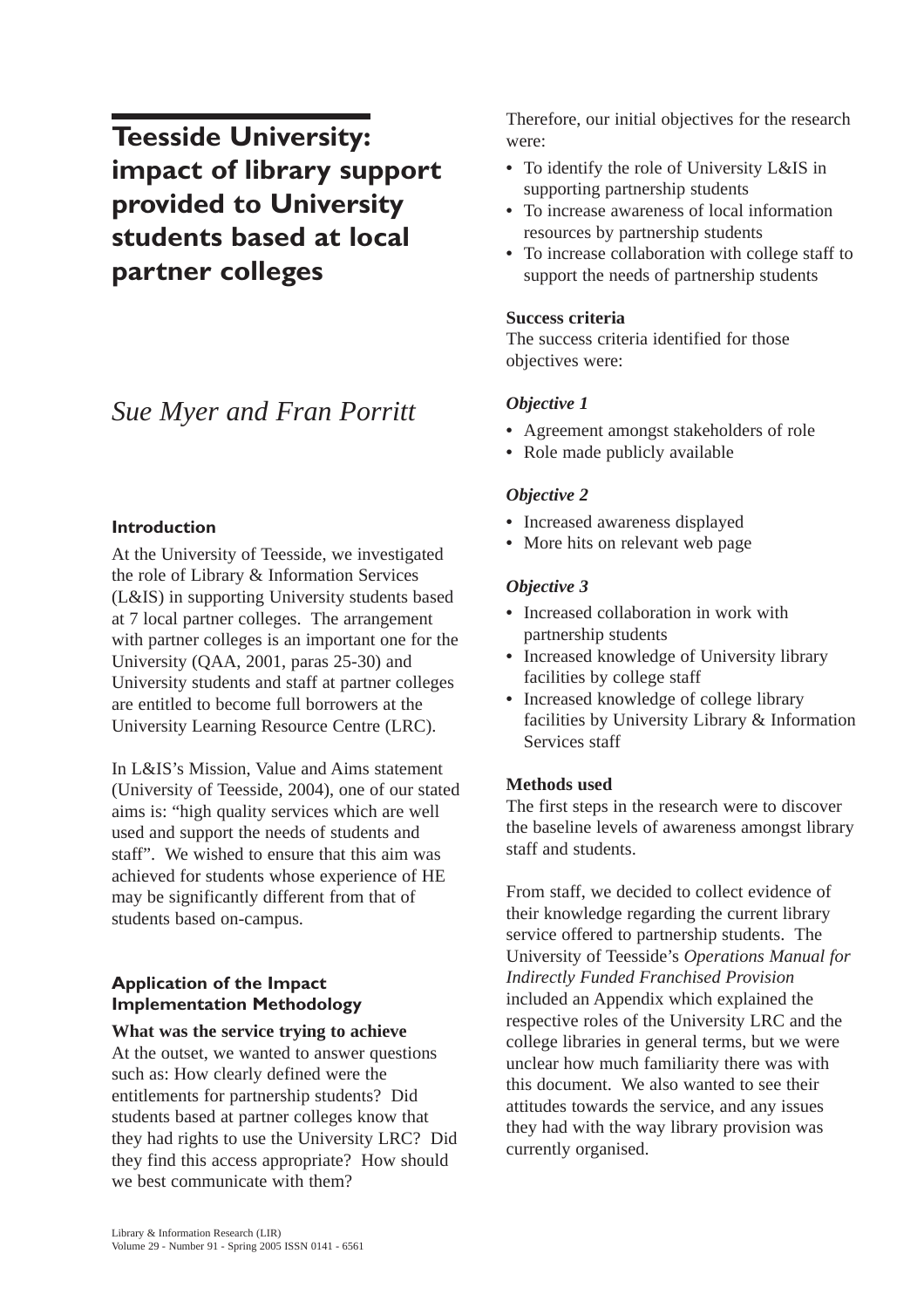# Teesside University: impact of library support provided to University students based at local partner colleges

*Sue Myer and Fran Porritt*

## Introduction

At the University of Teesside, we investigated the role of Library & Information Services (L&IS) in supporting University students based at 7 local partner colleges. The arrangement with partner colleges is an important one for the University (QAA, 2001, paras 25-30) and University students and staff at partner colleges are entitled to become full borrowers at the University Learning Resource Centre (LRC).

In L&IS's Mission, Value and Aims statement (University of Teesside, 2004), one of our stated aims is: "high quality services which are well used and support the needs of students and staff". We wished to ensure that this aim was achieved for students whose experience of HE may be significantly different from that of students based on-campus.

## Application of the Impact Implementation Methodology

**What was the service trying to achieve**

At the outset, we wanted to answer questions such as: How clearly defined were the entitlements for partnership students? Did students based at partner colleges know that they had rights to use the University LRC? Did they find this access appropriate? How should we best communicate with them?

Therefore, our initial objectives for the research were:

- To identify the role of University L&IS in supporting partnership students
- To increase awareness of local information resources by partnership students
- To increase collaboration with college staff to support the needs of partnership students

**Success criteria**

The success criteria identified for those objectives were:

***Objective 1***

- Agreement amongst stakeholders of role
- Role made publicly available

***Objective 2***

- Increased awareness displayed
- More hits on relevant web page

***Objective 3***

- Increased collaboration in work with partnership students
- Increased knowledge of University library facilities by college staff
- Increased knowledge of college library facilities by University Library & Information Services staff

**Methods used**

The first steps in the research were to discover the baseline levels of awareness amongst library staff and students.

From staff, we decided to collect evidence of their knowledge regarding the current library service offered to partnership students. The University of Teesside's *Operations Manual for Indirectly Funded Franchised Provision* included an Appendix which explained the respective roles of the University LRC and the college libraries in general terms, but we were unclear how much familiarity there was with this document. We also wanted to see their attitudes towards the service, and any issues they had with the way library provision was currently organised.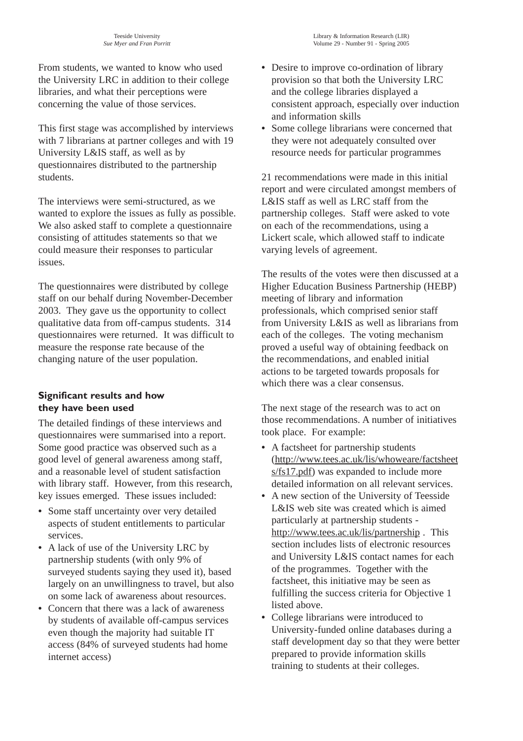From students, we wanted to know who used the University LRC in addition to their college libraries, and what their perceptions were concerning the value of those services.

This first stage was accomplished by interviews with 7 librarians at partner colleges and with 19 University L&IS staff, as well as by questionnaires distributed to the partnership students.

The interviews were semi-structured, as we wanted to explore the issues as fully as possible. We also asked staff to complete a questionnaire consisting of attitudes statements so that we could measure their responses to particular issues.

The questionnaires were distributed by college staff on our behalf during November-December 2003. They gave us the opportunity to collect qualitative data from off-campus students. 314 questionnaires were returned. It was difficult to measure the response rate because of the changing nature of the user population.

## Significant results and how they have been used

The detailed findings of these interviews and questionnaires were summarised into a report. Some good practice was observed such as a good level of general awareness among staff, and a reasonable level of student satisfaction with library staff. However, from this research, key issues emerged. These issues included:

- Some staff uncertainty over very detailed aspects of student entitlements to particular services.
- A lack of use of the University LRC by partnership students (with only 9% of surveyed students saying they used it), based largely on an unwillingness to travel, but also on some lack of awareness about resources.
- Concern that there was a lack of awareness by students of available off-campus services even though the majority had suitable IT access (84% of surveyed students had home internet access)
- Desire to improve co-ordination of library provision so that both the University LRC and the college libraries displayed a consistent approach, especially over induction and information skills
- Some college librarians were concerned that they were not adequately consulted over resource needs for particular programmes

21 recommendations were made in this initial report and were circulated amongst members of L&IS staff as well as LRC staff from the partnership colleges. Staff were asked to vote on each of the recommendations, using a Lickert scale, which allowed staff to indicate varying levels of agreement.

The results of the votes were then discussed at a Higher Education Business Partnership (HEBP) meeting of library and information professionals, which comprised senior staff from University L&IS as well as librarians from each of the colleges. The voting mechanism proved a useful way of obtaining feedback on the recommendations, and enabled initial actions to be targeted towards proposals for which there was a clear consensus.

The next stage of the research was to act on those recommendations. A number of initiatives took place. For example:

- A factsheet for partnership students (http://www.tees.ac.uk/lis/whoweare/factsheets/fs17.pdf) was expanded to include more detailed information on all relevant services.
- A new section of the University of Teesside L&IS web site was created which is aimed particularly at partnership students - http://www.tees.ac.uk/lis/partnership . This section includes lists of electronic resources and University L&IS contact names for each of the programmes. Together with the factsheet, this initiative may be seen as fulfilling the success criteria for Objective 1 listed above.
- College librarians were introduced to University-funded online databases during a staff development day so that they were better prepared to provide information skills training to students at their colleges.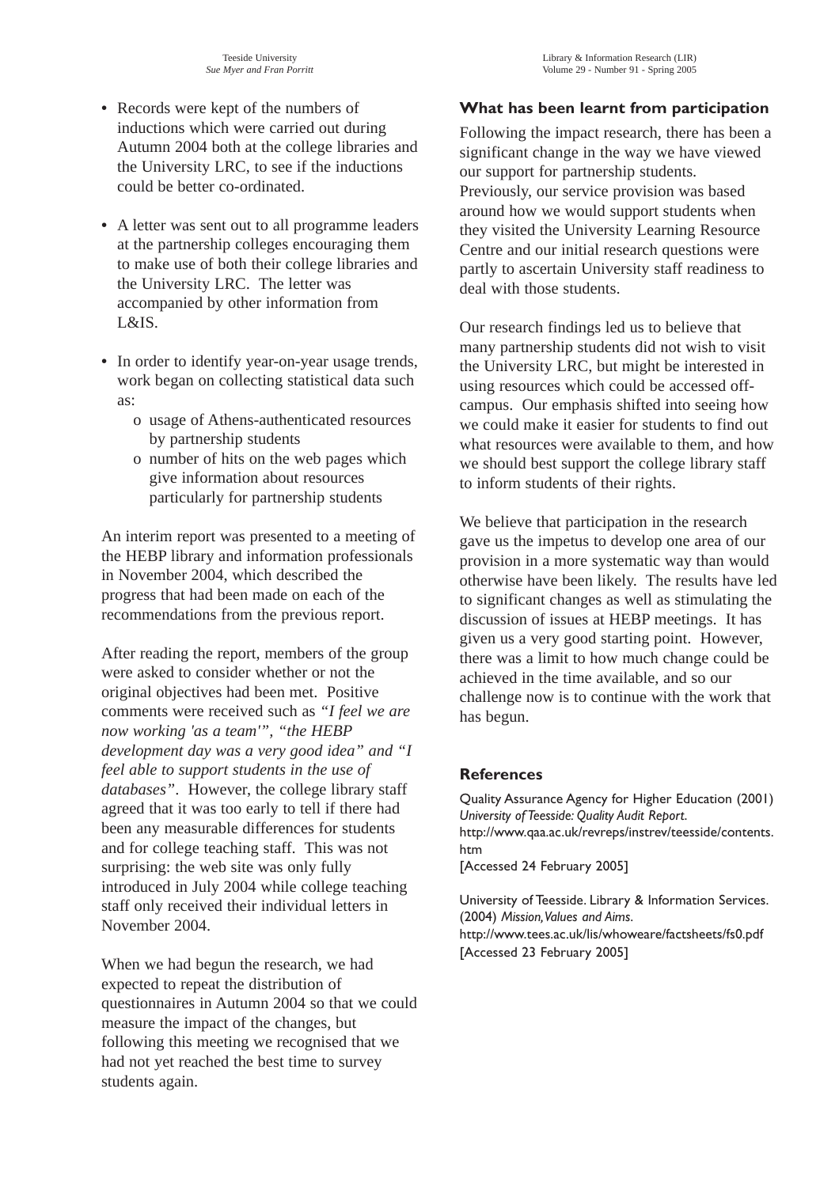- Records were kept of the numbers of inductions which were carried out during Autumn 2004 both at the college libraries and the University LRC, to see if the inductions could be better co-ordinated.

- A letter was sent out to all programme leaders at the partnership colleges encouraging them to make use of both their college libraries and the University LRC. The letter was accompanied by other information from L&IS.

- In order to identify year-on-year usage trends, work began on collecting statistical data such as:
  - o usage of Athens-authenticated resources by partnership students
  - o number of hits on the web pages which give information about resources particularly for partnership students

An interim report was presented to a meeting of the HEBP library and information professionals in November 2004, which described the progress that had been made on each of the recommendations from the previous report.

After reading the report, members of the group were asked to consider whether or not the original objectives had been met. Positive comments were received such as *"I feel we are now working 'as a team'", "the HEBP development day was a very good idea" and "I feel able to support students in the use of databases"*. However, the college library staff agreed that it was too early to tell if there had been any measurable differences for students and for college teaching staff. This was not surprising: the web site was only fully introduced in July 2004 while college teaching staff only received their individual letters in November 2004.

When we had begun the research, we had expected to repeat the distribution of questionnaires in Autumn 2004 so that we could measure the impact of the changes, but following this meeting we recognised that we had not yet reached the best time to survey students again.

## What has been learnt from participation

Following the impact research, there has been a significant change in the way we have viewed our support for partnership students. Previously, our service provision was based around how we would support students when they visited the University Learning Resource Centre and our initial research questions were partly to ascertain University staff readiness to deal with those students.

Our research findings led us to believe that many partnership students did not wish to visit the University LRC, but might be interested in using resources which could be accessed off-campus. Our emphasis shifted into seeing how we could make it easier for students to find out what resources were available to them, and how we should best support the college library staff to inform students of their rights.

We believe that participation in the research gave us the impetus to develop one area of our provision in a more systematic way than would otherwise have been likely. The results have led to significant changes as well as stimulating the discussion of issues at HEBP meetings. It has given us a very good starting point. However, there was a limit to how much change could be achieved in the time available, and so our challenge now is to continue with the work that has begun.

## References

Quality Assurance Agency for Higher Education (2001) *University of Teesside: Quality Audit Report.* http://www.qaa.ac.uk/revreps/instrev/teesside/contents.htm [Accessed 24 February 2005]

University of Teesside. Library & Information Services. (2004) *Mission, Values and Aims.* http://www.tees.ac.uk/lis/whoweare/factsheets/fs0.pdf [Accessed 23 February 2005]